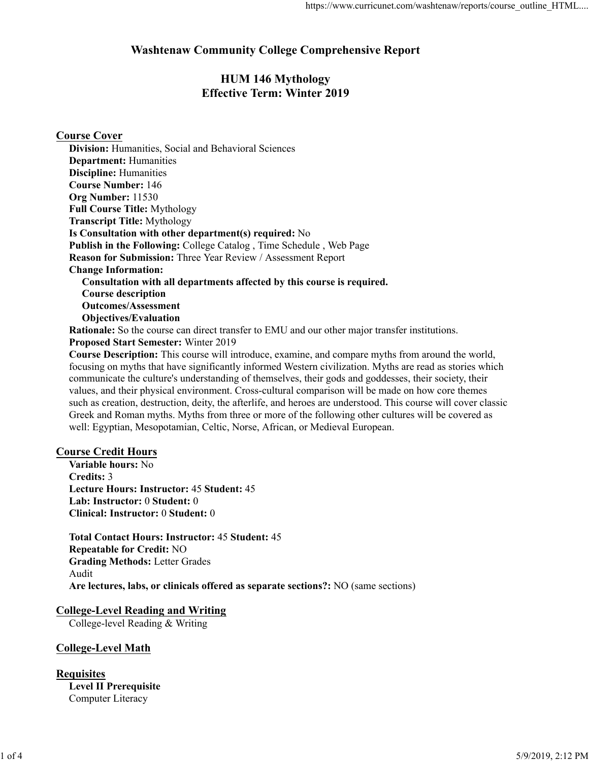# Washtenaw Community College Comprehensive Report

## HUM 146 Mythology
## Effective Term: Winter 2019

### Course Cover

**Division:** Humanities, Social and Behavioral Sciences
**Department:** Humanities
**Discipline:** Humanities
**Course Number:** 146
**Org Number:** 11530
**Full Course Title:** Mythology
**Transcript Title:** Mythology
**Is Consultation with other department(s) required:** No
**Publish in the Following:** College Catalog , Time Schedule , Web Page
**Reason for Submission:** Three Year Review / Assessment Report
**Change Information:**

- **Consultation with all departments affected by this course is required.**
- **Course description**
- **Outcomes/Assessment**
- **Objectives/Evaluation**

**Rationale:** So the course can direct transfer to EMU and our other major transfer institutions.
**Proposed Start Semester:** Winter 2019
**Course Description:** This course will introduce, examine, and compare myths from around the world, focusing on myths that have significantly informed Western civilization. Myths are read as stories which communicate the culture's understanding of themselves, their gods and goddesses, their society, their values, and their physical environment. Cross-cultural comparison will be made on how core themes such as creation, destruction, deity, the afterlife, and heroes are understood. This course will cover classic Greek and Roman myths. Myths from three or more of the following other cultures will be covered as well: Egyptian, Mesopotamian, Celtic, Norse, African, or Medieval European.

### Course Credit Hours

**Variable hours:** No
**Credits:** 3
**Lecture Hours: Instructor:** 45 **Student:** 45
**Lab: Instructor:** 0 **Student:** 0
**Clinical: Instructor:** 0 **Student:** 0

**Total Contact Hours: Instructor:** 45 **Student:** 45
**Repeatable for Credit:** NO
**Grading Methods:** Letter Grades
Audit
**Are lectures, labs, or clinicals offered as separate sections?:** NO (same sections)

### College-Level Reading and Writing

College-level Reading & Writing

### College-Level Math

### Requisites

**Level II Prerequisite**
Computer Literacy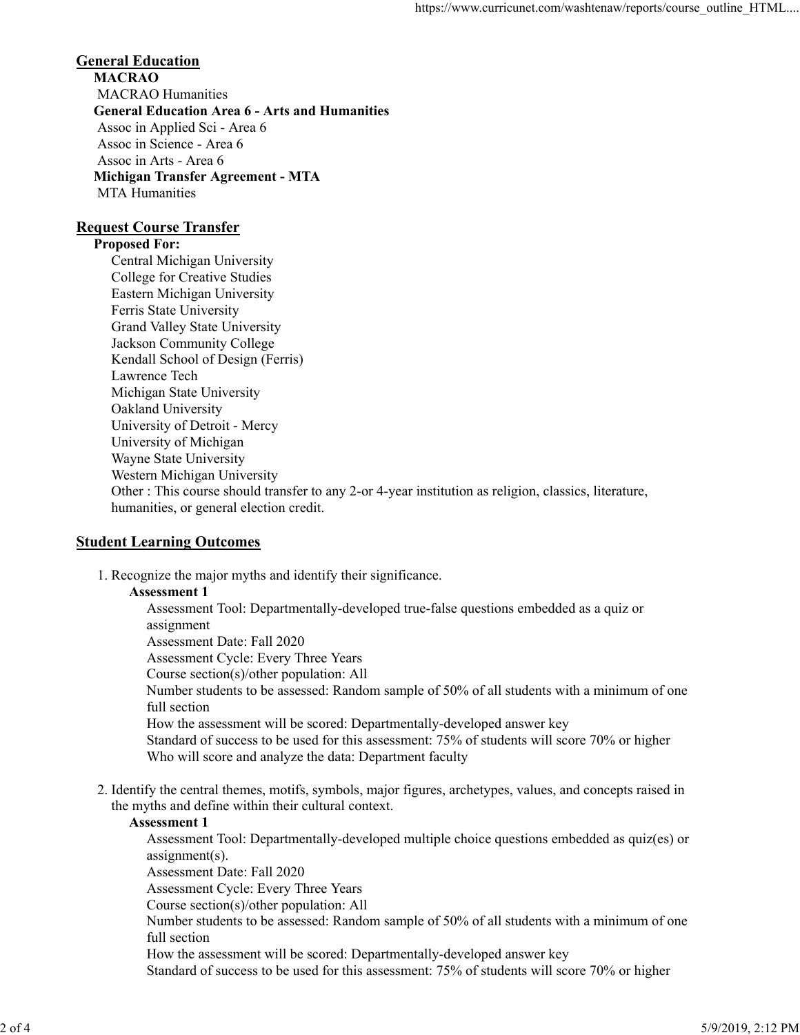## General Education

**MACRAO**

MACRAO Humanities

**General Education Area 6 - Arts and Humanities**

Assoc in Applied Sci - Area 6
Assoc in Science - Area 6
Assoc in Arts - Area 6

**Michigan Transfer Agreement - MTA**

MTA Humanities

## Request Course Transfer

**Proposed For:**

Central Michigan University
College for Creative Studies
Eastern Michigan University
Ferris State University
Grand Valley State University
Jackson Community College
Kendall School of Design (Ferris)
Lawrence Tech
Michigan State University
Oakland University
University of Detroit - Mercy
University of Michigan
Wayne State University
Western Michigan University
Other : This course should transfer to any 2-or 4-year institution as religion, classics, literature, humanities, or general election credit.

## Student Learning Outcomes

1. Recognize the major myths and identify their significance.

   **Assessment 1**

   Assessment Tool: Departmentally-developed true-false questions embedded as a quiz or assignment
   Assessment Date: Fall 2020
   Assessment Cycle: Every Three Years
   Course section(s)/other population: All
   Number students to be assessed: Random sample of 50% of all students with a minimum of one full section
   How the assessment will be scored: Departmentally-developed answer key
   Standard of success to be used for this assessment: 75% of students will score 70% or higher
   Who will score and analyze the data: Department faculty

2. Identify the central themes, motifs, symbols, major figures, archetypes, values, and concepts raised in the myths and define within their cultural context.

   **Assessment 1**

   Assessment Tool: Departmentally-developed multiple choice questions embedded as quiz(es) or assignment(s).
   Assessment Date: Fall 2020
   Assessment Cycle: Every Three Years
   Course section(s)/other population: All
   Number students to be assessed: Random sample of 50% of all students with a minimum of one full section
   How the assessment will be scored: Departmentally-developed answer key
   Standard of success to be used for this assessment: 75% of students will score 70% or higher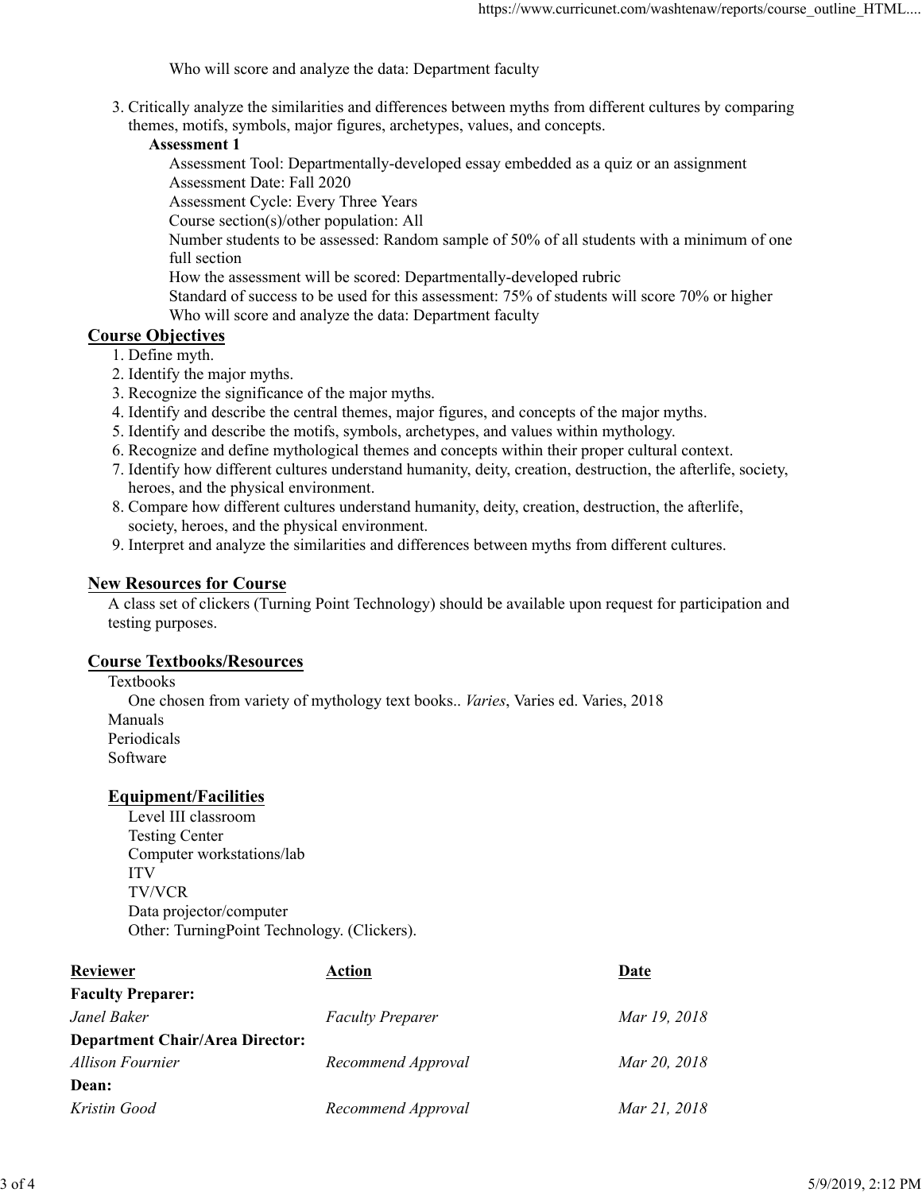Who will score and analyze the data: Department faculty

3. Critically analyze the similarities and differences between myths from different cultures by comparing themes, motifs, symbols, major figures, archetypes, values, and concepts.

   **Assessment 1**

   Assessment Tool: Departmentally-developed essay embedded as a quiz or an assignment
   Assessment Date: Fall 2020
   Assessment Cycle: Every Three Years
   Course section(s)/other population: All
   Number students to be assessed: Random sample of 50% of all students with a minimum of one full section
   How the assessment will be scored: Departmentally-developed rubric
   Standard of success to be used for this assessment: 75% of students will score 70% or higher
   Who will score and analyze the data: Department faculty

## Course Objectives

1. Define myth.
2. Identify the major myths.
3. Recognize the significance of the major myths.
4. Identify and describe the central themes, major figures, and concepts of the major myths.
5. Identify and describe the motifs, symbols, archetypes, and values within mythology.
6. Recognize and define mythological themes and concepts within their proper cultural context.
7. Identify how different cultures understand humanity, deity, creation, destruction, the afterlife, society, heroes, and the physical environment.
8. Compare how different cultures understand humanity, deity, creation, destruction, the afterlife, society, heroes, and the physical environment.
9. Interpret and analyze the similarities and differences between myths from different cultures.

## New Resources for Course

A class set of clickers (Turning Point Technology) should be available upon request for participation and testing purposes.

## Course Textbooks/Resources

Textbooks
One chosen from variety of mythology text books.. *Varies*, Varies ed. Varies, 2018
Manuals
Periodicals
Software

### Equipment/Facilities

Level III classroom
Testing Center
Computer workstations/lab
ITV
TV/VCR
Data projector/computer
Other: TurningPoint Technology. (Clickers).

| Reviewer | Action | Date |
|---|---|---|
| **Faculty Preparer:** | | |
| *Janel Baker* | *Faculty Preparer* | *Mar 19, 2018* |
| **Department Chair/Area Director:** | | |
| *Allison Fournier* | *Recommend Approval* | *Mar 20, 2018* |
| **Dean:** | | |
| *Kristin Good* | *Recommend Approval* | *Mar 21, 2018* |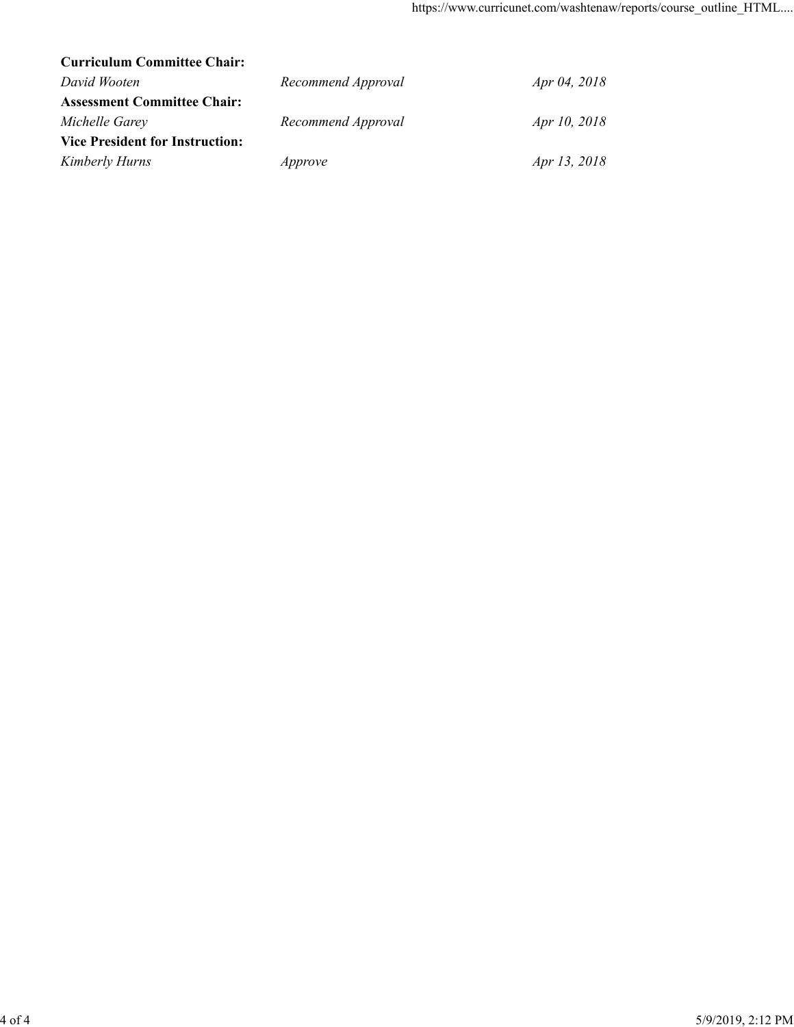**Curriculum Committee Chair:**

| | | |
|---|---|---|
| *David Wooten* | *Recommend Approval* | *Apr 04, 2018* |

**Assessment Committee Chair:**

| | | |
|---|---|---|
| *Michelle Garey* | *Recommend Approval* | *Apr 10, 2018* |

**Vice President for Instruction:**

| | | |
|---|---|---|
| *Kimberly Hurns* | *Approve* | *Apr 13, 2018* |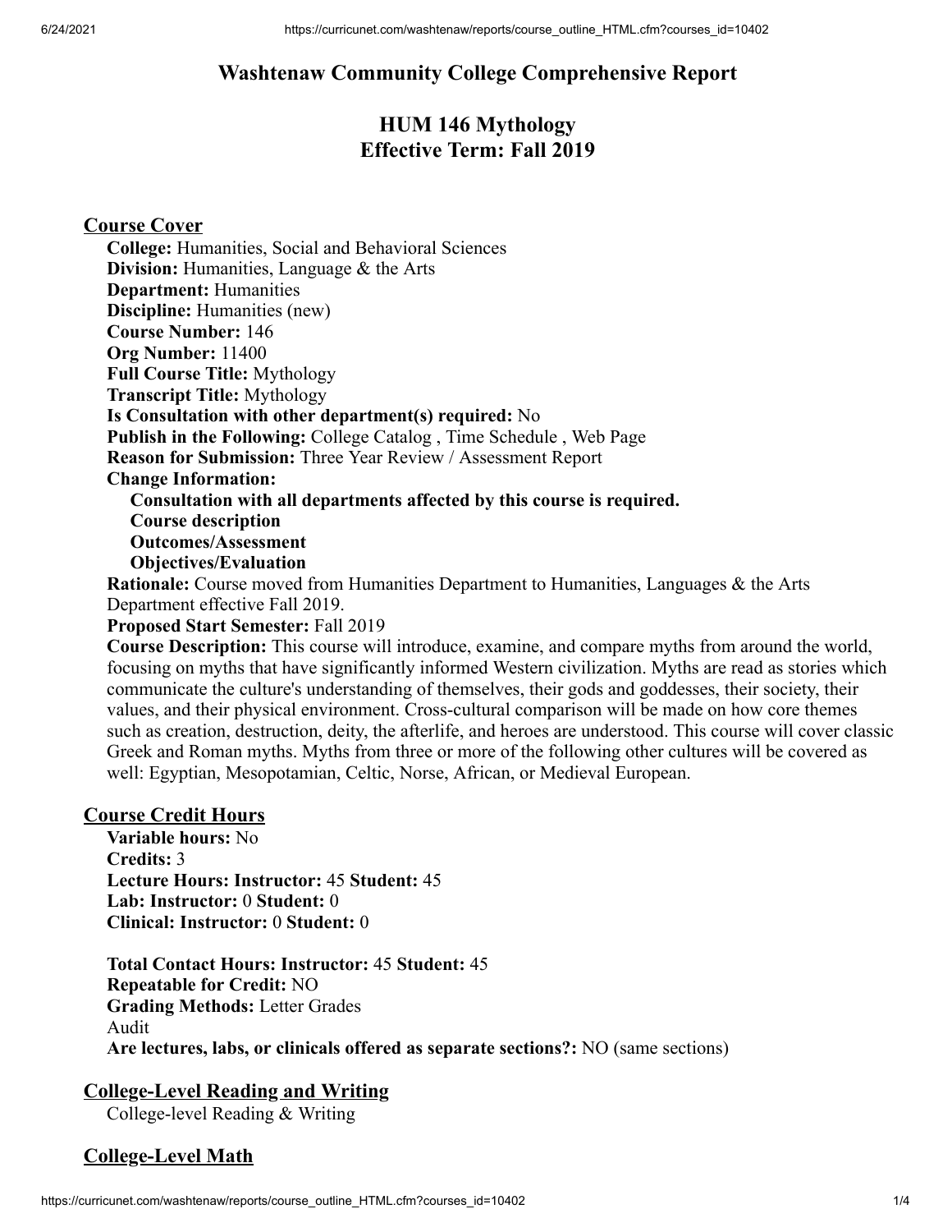# Washtenaw Community College Comprehensive Report

## HUM 146 Mythology
## Effective Term: Fall 2019

### Course Cover

**College:** Humanities, Social and Behavioral Sciences
**Division:** Humanities, Language & the Arts
**Department:** Humanities
**Discipline:** Humanities (new)
**Course Number:** 146
**Org Number:** 11400
**Full Course Title:** Mythology
**Transcript Title:** Mythology
**Is Consultation with other department(s) required:** No
**Publish in the Following:** College Catalog , Time Schedule , Web Page
**Reason for Submission:** Three Year Review / Assessment Report
**Change Information:**

- **Consultation with all departments affected by this course is required.**
- **Course description**
- **Outcomes/Assessment**
- **Objectives/Evaluation**

**Rationale:** Course moved from Humanities Department to Humanities, Languages & the Arts Department effective Fall 2019.
**Proposed Start Semester:** Fall 2019
**Course Description:** This course will introduce, examine, and compare myths from around the world, focusing on myths that have significantly informed Western civilization. Myths are read as stories which communicate the culture's understanding of themselves, their gods and goddesses, their society, their values, and their physical environment. Cross-cultural comparison will be made on how core themes such as creation, destruction, deity, the afterlife, and heroes are understood. This course will cover classic Greek and Roman myths. Myths from three or more of the following other cultures will be covered as well: Egyptian, Mesopotamian, Celtic, Norse, African, or Medieval European.

### Course Credit Hours

**Variable hours:** No
**Credits:** 3
**Lecture Hours: Instructor:** 45 **Student:** 45
**Lab: Instructor:** 0 **Student:** 0
**Clinical: Instructor:** 0 **Student:** 0

**Total Contact Hours: Instructor:** 45 **Student:** 45
**Repeatable for Credit:** NO
**Grading Methods:** Letter Grades
Audit
**Are lectures, labs, or clinicals offered as separate sections?:** NO (same sections)

### College-Level Reading and Writing

College-level Reading & Writing

### College-Level Math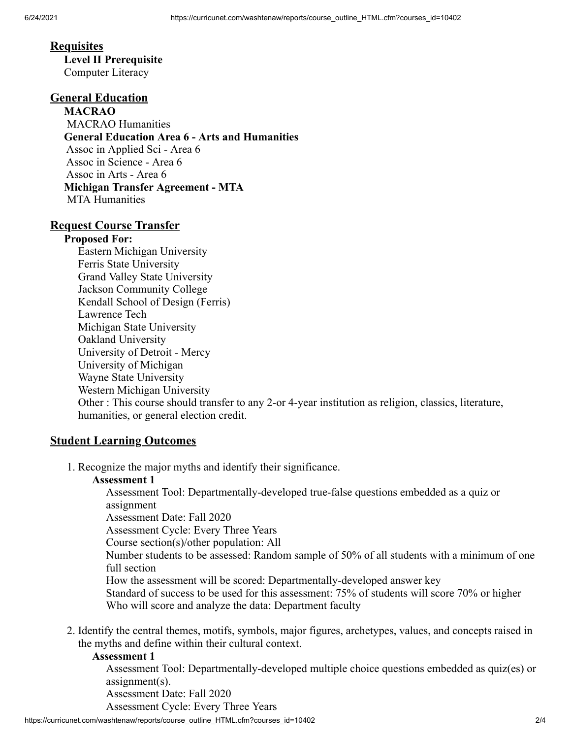## Requisites

**Level II Prerequisite**

Computer Literacy

## General Education

**MACRAO**

MACRAO Humanities

**General Education Area 6 - Arts and Humanities**

Assoc in Applied Sci - Area 6

Assoc in Science - Area 6

Assoc in Arts - Area 6

**Michigan Transfer Agreement - MTA**

MTA Humanities

## Request Course Transfer

**Proposed For:**

Eastern Michigan University
Ferris State University
Grand Valley State University
Jackson Community College
Kendall School of Design (Ferris)
Lawrence Tech
Michigan State University
Oakland University
University of Detroit - Mercy
University of Michigan
Wayne State University
Western Michigan University
Other : This course should transfer to any 2-or 4-year institution as religion, classics, literature, humanities, or general election credit.

## Student Learning Outcomes

1. Recognize the major myths and identify their significance.

   **Assessment 1**

   Assessment Tool: Departmentally-developed true-false questions embedded as a quiz or assignment
   Assessment Date: Fall 2020
   Assessment Cycle: Every Three Years
   Course section(s)/other population: All
   Number students to be assessed: Random sample of 50% of all students with a minimum of one full section
   How the assessment will be scored: Departmentally-developed answer key
   Standard of success to be used for this assessment: 75% of students will score 70% or higher
   Who will score and analyze the data: Department faculty

2. Identify the central themes, motifs, symbols, major figures, archetypes, values, and concepts raised in the myths and define within their cultural context.

   **Assessment 1**

   Assessment Tool: Departmentally-developed multiple choice questions embedded as quiz(es) or assignment(s).
   Assessment Date: Fall 2020
   Assessment Cycle: Every Three Years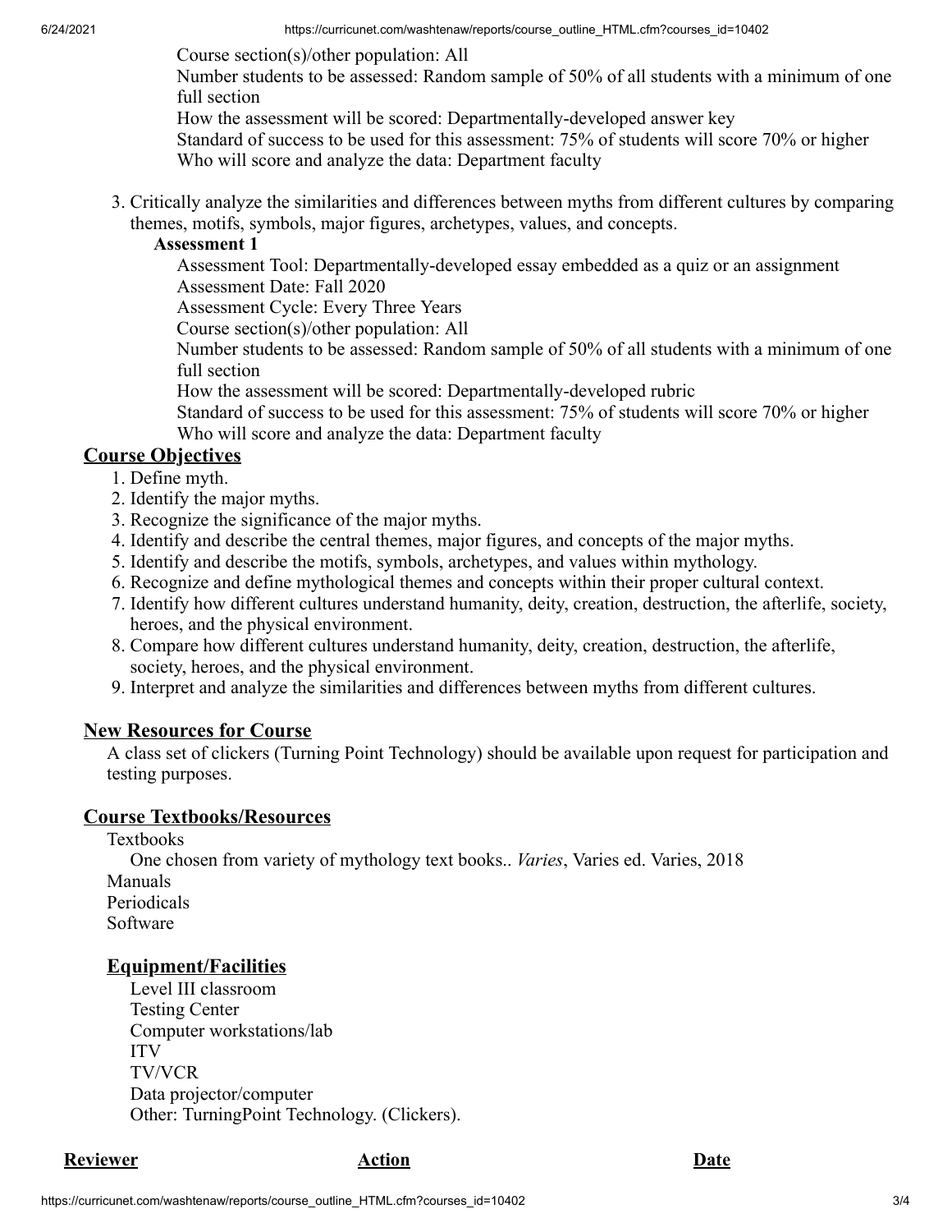Course section(s)/other population: All
Number students to be assessed: Random sample of 50% of all students with a minimum of one full section
How the assessment will be scored: Departmentally-developed answer key
Standard of success to be used for this assessment: 75% of students will score 70% or higher
Who will score and analyze the data: Department faculty

3. Critically analyze the similarities and differences between myths from different cultures by comparing themes, motifs, symbols, major figures, archetypes, values, and concepts.

   **Assessment 1**

   Assessment Tool: Departmentally-developed essay embedded as a quiz or an assignment
   Assessment Date: Fall 2020
   Assessment Cycle: Every Three Years
   Course section(s)/other population: All
   Number students to be assessed: Random sample of 50% of all students with a minimum of one full section
   How the assessment will be scored: Departmentally-developed rubric
   Standard of success to be used for this assessment: 75% of students will score 70% or higher
   Who will score and analyze the data: Department faculty

## Course Objectives

1. Define myth.
2. Identify the major myths.
3. Recognize the significance of the major myths.
4. Identify and describe the central themes, major figures, and concepts of the major myths.
5. Identify and describe the motifs, symbols, archetypes, and values within mythology.
6. Recognize and define mythological themes and concepts within their proper cultural context.
7. Identify how different cultures understand humanity, deity, creation, destruction, the afterlife, society, heroes, and the physical environment.
8. Compare how different cultures understand humanity, deity, creation, destruction, the afterlife, society, heroes, and the physical environment.
9. Interpret and analyze the similarities and differences between myths from different cultures.

## New Resources for Course

A class set of clickers (Turning Point Technology) should be available upon request for participation and testing purposes.

## Course Textbooks/Resources

Textbooks
One chosen from variety of mythology text books.. *Varies*, Varies ed. Varies, 2018
Manuals
Periodicals
Software

## Equipment/Facilities

Level III classroom
Testing Center
Computer workstations/lab
ITV
TV/VCR
Data projector/computer
Other: TurningPoint Technology. (Clickers).

| Reviewer | Action | Date |
| --- | --- | --- |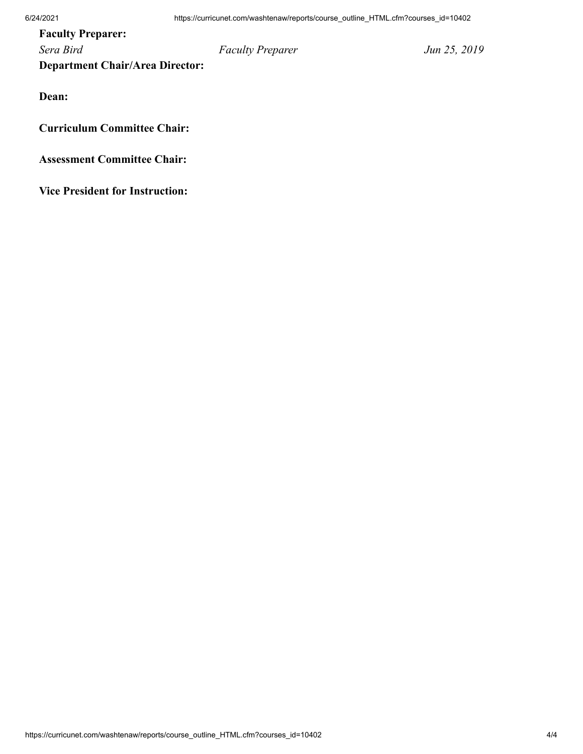**Faculty Preparer:**

| | | |
|---|---|---|
| *Sera Bird* | *Faculty Preparer* | *Jun 25, 2019* |

**Department Chair/Area Director:**

**Dean:**

**Curriculum Committee Chair:**

**Assessment Committee Chair:**

**Vice President for Instruction:**